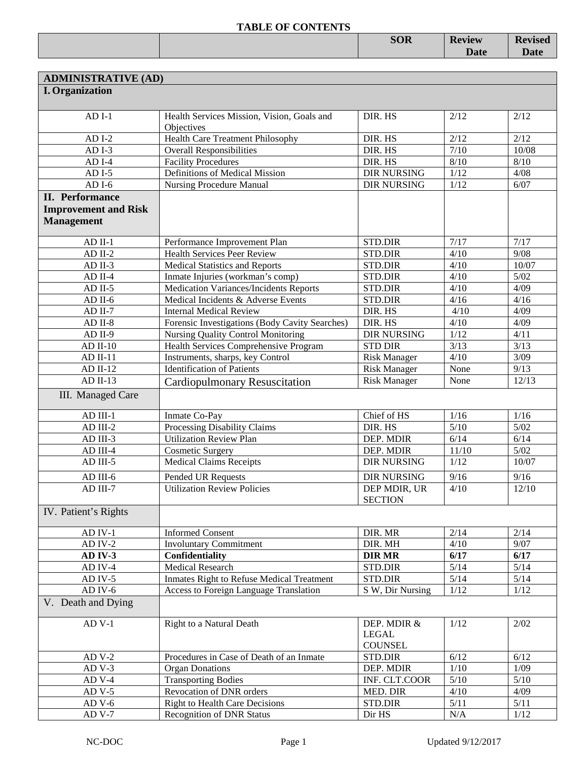# TABLE OF CONTENTS

| | | SOR | Review Date | Revised Date |
|---|---|---|---|---|
| **ADMINISTRATIVE (AD)** | | | | |
| **I. Organization** | | | | |
| AD I-1 | Health Services Mission, Vision, Goals and Objectives | DIR. HS | 2/12 | 2/12 |
| AD I-2 | Health Care Treatment Philosophy | DIR. HS | 2/12 | 2/12 |
| AD I-3 | Overall Responsibilities | DIR. HS | 7/10 | 10/08 |
| AD I-4 | Facility Procedures | DIR. HS | 8/10 | 8/10 |
| AD I-5 | Definitions of Medical Mission | DIR NURSING | 1/12 | 4/08 |
| AD I-6 | Nursing Procedure Manual | DIR NURSING | 1/12 | 6/07 |
| **II. Performance Improvement and Risk Management** | | | | |
| AD II-1 | Performance Improvement Plan | STD.DIR | 7/17 | 7/17 |
| AD II-2 | Health Services Peer Review | STD.DIR | 4/10 | 9/08 |
| AD II-3 | Medical Statistics and Reports | STD.DIR | 4/10 | 10/07 |
| AD II-4 | Inmate Injuries (workman's comp) | STD.DIR | 4/10 | 5/02 |
| AD II-5 | Medication Variances/Incidents Reports | STD.DIR | 4/10 | 4/09 |
| AD II-6 | Medical Incidents & Adverse Events | STD.DIR | 4/16 | 4/16 |
| AD II-7 | Internal Medical Review | DIR. HS | 4/10 | 4/09 |
| AD II-8 | Forensic Investigations (Body Cavity Searches) | DIR. HS | 4/10 | 4/09 |
| AD II-9 | Nursing Quality Control Monitoring | DIR NURSING | 1/12 | 4/11 |
| AD II-10 | Health Services Comprehensive Program | STD DIR | 3/13 | 3/13 |
| AD II-11 | Instruments, sharps, key Control | Risk Manager | 4/10 | 3/09 |
| AD II-12 | Identification of Patients | Risk Manager | None | 9/13 |
| AD II-13 | Cardiopulmonary Resuscitation | Risk Manager | None | 12/13 |
| III. Managed Care | | | | |
| AD III-1 | Inmate Co-Pay | Chief of HS | 1/16 | 1/16 |
| AD III-2 | Processing Disability Claims | DIR. HS | 5/10 | 5/02 |
| AD III-3 | Utilization Review Plan | DEP. MDIR | 6/14 | 6/14 |
| AD III-4 | Cosmetic Surgery | DEP. MDIR | 11/10 | 5/02 |
| AD III-5 | Medical Claims Receipts | DIR NURSING | 1/12 | 10/07 |
| AD III-6 | Pended UR Requests | DIR NURSING | 9/16 | 9/16 |
| AD III-7 | Utilization Review Policies | DEP MDIR, UR SECTION | 4/10 | 12/10 |
| IV. Patient's Rights | | | | |
| AD IV-1 | Informed Consent | DIR. MR | 2/14 | 2/14 |
| AD IV-2 | Involuntary Commitment | DIR. MH | 4/10 | 9/07 |
| **AD IV-3** | **Confidentiality** | **DIR MR** | **6/17** | **6/17** |
| AD IV-4 | Medical Research | STD.DIR | 5/14 | 5/14 |
| AD IV-5 | Inmates Right to Refuse Medical Treatment | STD.DIR | 5/14 | 5/14 |
| AD IV-6 | Access to Foreign Language Translation | S W, Dir Nursing | 1/12 | 1/12 |
| V. Death and Dying | | | | |
| AD V-1 | Right to a Natural Death | DEP. MDIR & LEGAL COUNSEL | 1/12 | 2/02 |
| AD V-2 | Procedures in Case of Death of an Inmate | STD.DIR | 6/12 | 6/12 |
| AD V-3 | Organ Donations | DEP. MDIR | 1/10 | 1/09 |
| AD V-4 | Transporting Bodies | INF. CLT.COOR | 5/10 | 5/10 |
| AD V-5 | Revocation of DNR orders | MED. DIR | 4/10 | 4/09 |
| AD V-6 | Right to Health Care Decisions | STD.DIR | 5/11 | 5/11 |
| AD V-7 | Recognition of DNR Status | Dir HS | N/A | 1/12 |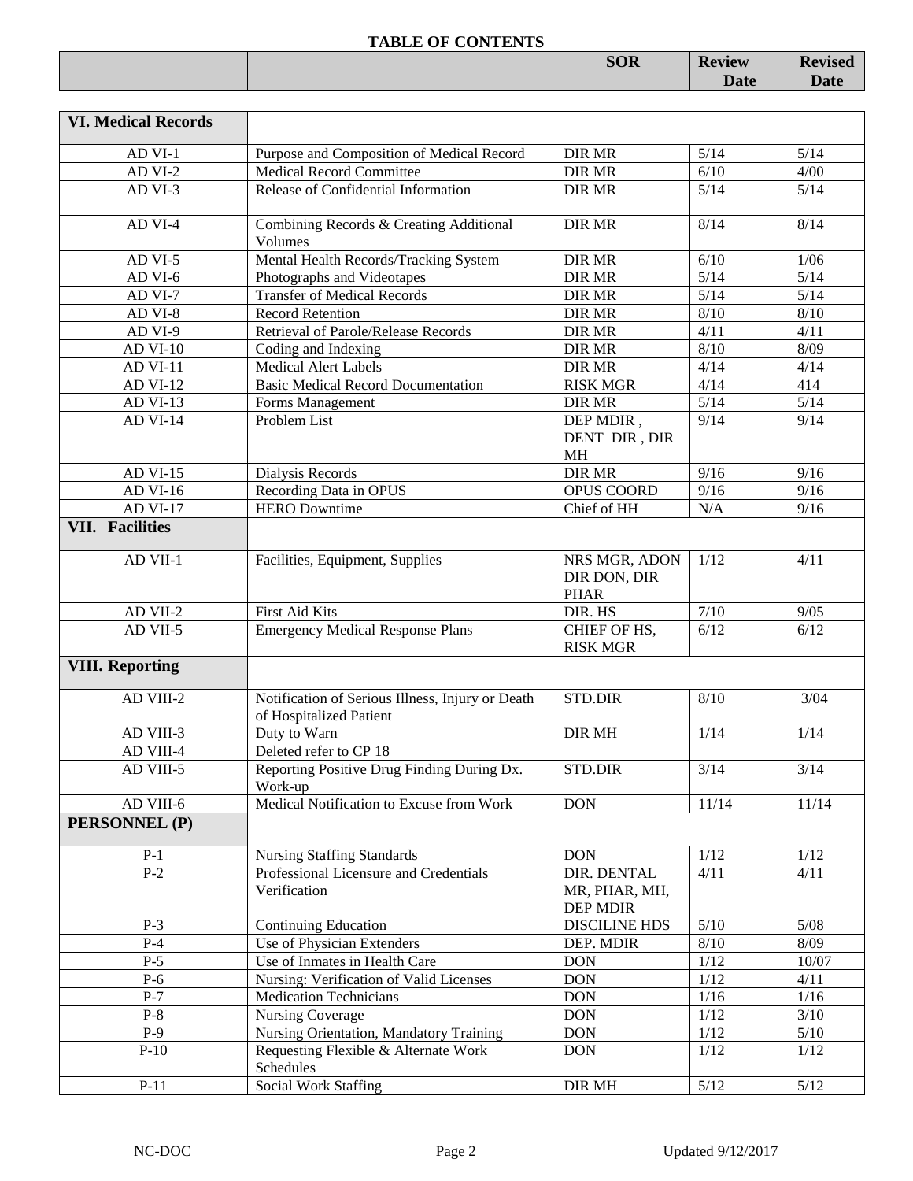## TABLE OF CONTENTS

| | | SOR | Review Date | Revised Date |
|---|---|---|---|---|
| **VI. Medical Records** | | | | |
| AD VI-1 | Purpose and Composition of Medical Record | DIR MR | 5/14 | 5/14 |
| AD VI-2 | Medical Record Committee | DIR MR | 6/10 | 4/00 |
| AD VI-3 | Release of Confidential Information | DIR MR | 5/14 | 5/14 |
| AD VI-4 | Combining Records & Creating Additional Volumes | DIR MR | 8/14 | 8/14 |
| AD VI-5 | Mental Health Records/Tracking System | DIR MR | 6/10 | 1/06 |
| AD VI-6 | Photographs and Videotapes | DIR MR | 5/14 | 5/14 |
| AD VI-7 | Transfer of Medical Records | DIR MR | 5/14 | 5/14 |
| AD VI-8 | Record Retention | DIR MR | 8/10 | 8/10 |
| AD VI-9 | Retrieval of Parole/Release Records | DIR MR | 4/11 | 4/11 |
| AD VI-10 | Coding and Indexing | DIR MR | 8/10 | 8/09 |
| AD VI-11 | Medical Alert Labels | DIR MR | 4/14 | 4/14 |
| AD VI-12 | Basic Medical Record Documentation | RISK MGR | 4/14 | 414 |
| AD VI-13 | Forms Management | DIR MR | 5/14 | 5/14 |
| AD VI-14 | Problem List | DEP MDIR , DENT DIR , DIR MH | 9/14 | 9/14 |
| AD VI-15 | Dialysis Records | DIR MR | 9/16 | 9/16 |
| AD VI-16 | Recording Data in OPUS | OPUS COORD | 9/16 | 9/16 |
| AD VI-17 | HERO Downtime | Chief of HH | N/A | 9/16 |
| **VII. Facilities** | | | | |
| AD VII-1 | Facilities, Equipment, Supplies | NRS MGR, ADON DIR DON, DIR PHAR | 1/12 | 4/11 |
| AD VII-2 | First Aid Kits | DIR. HS | 7/10 | 9/05 |
| AD VII-5 | Emergency Medical Response Plans | CHIEF OF HS, RISK MGR | 6/12 | 6/12 |
| **VIII. Reporting** | | | | |
| AD VIII-2 | Notification of Serious Illness, Injury or Death of Hospitalized Patient | STD.DIR | 8/10 | 3/04 |
| AD VIII-3 | Duty to Warn | DIR MH | 1/14 | 1/14 |
| AD VIII-4 | Deleted refer to CP 18 | | | |
| AD VIII-5 | Reporting Positive Drug Finding During Dx. Work-up | STD.DIR | 3/14 | 3/14 |
| AD VIII-6 | Medical Notification to Excuse from Work | DON | 11/14 | 11/14 |
| **PERSONNEL (P)** | | | | |
| P-1 | Nursing Staffing Standards | DON | 1/12 | 1/12 |
| P-2 | Professional Licensure and Credentials Verification | DIR. DENTAL MR, PHAR, MH, DEP MDIR | 4/11 | 4/11 |
| P-3 | Continuing Education | DISCILINE HDS | 5/10 | 5/08 |
| P-4 | Use of Physician Extenders | DEP. MDIR | 8/10 | 8/09 |
| P-5 | Use of Inmates in Health Care | DON | 1/12 | 10/07 |
| P-6 | Nursing: Verification of Valid Licenses | DON | 1/12 | 4/11 |
| P-7 | Medication Technicians | DON | 1/16 | 1/16 |
| P-8 | Nursing Coverage | DON | 1/12 | 3/10 |
| P-9 | Nursing Orientation, Mandatory Training | DON | 1/12 | 5/10 |
| P-10 | Requesting Flexible & Alternate Work Schedules | DON | 1/12 | 1/12 |
| P-11 | Social Work Staffing | DIR MH | 5/12 | 5/12 |

NC-DOC Updated 9/12/2017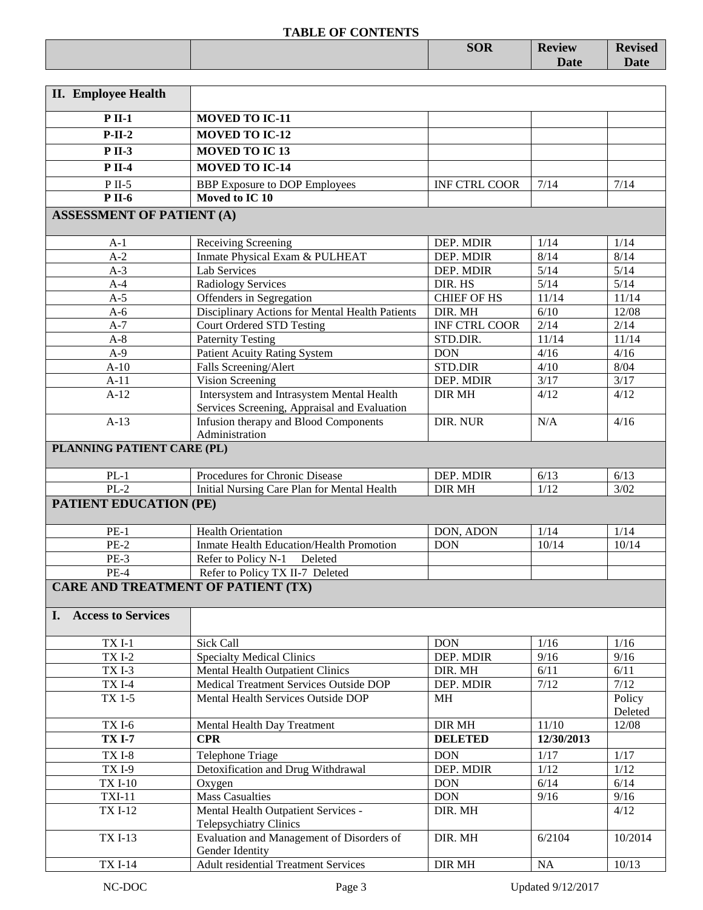**TABLE OF CONTENTS**

| | | SOR | Review Date | Revised Date |
|---|---|---|---|---|
| **II. Employee Health** | | | | |
| **P II-1** | **MOVED TO IC-11** | | | |
| **P-II-2** | **MOVED TO IC-12** | | | |
| **P II-3** | **MOVED TO IC 13** | | | |
| **P II-4** | **MOVED TO IC-14** | | | |
| P II-5 | BBP Exposure to DOP Employees | INF CTRL COOR | 7/14 | 7/14 |
| **P II-6** | **Moved to IC 10** | | | |
| **ASSESSMENT OF PATIENT (A)** | | | | |
| A-1 | Receiving Screening | DEP. MDIR | 1/14 | 1/14 |
| A-2 | Inmate Physical Exam & PULHEAT | DEP. MDIR | 8/14 | 8/14 |
| A-3 | Lab Services | DEP. MDIR | 5/14 | 5/14 |
| A-4 | Radiology Services | DIR. HS | 5/14 | 5/14 |
| A-5 | Offenders in Segregation | CHIEF OF HS | 11/14 | 11/14 |
| A-6 | Disciplinary Actions for Mental Health Patients | DIR. MH | 6/10 | 12/08 |
| A-7 | Court Ordered STD Testing | INF CTRL COOR | 2/14 | 2/14 |
| A-8 | Paternity Testing | STD.DIR. | 11/14 | 11/14 |
| A-9 | Patient Acuity Rating System | DON | 4/16 | 4/16 |
| A-10 | Falls Screening/Alert | STD.DIR | 4/10 | 8/04 |
| A-11 | Vision Screening | DEP. MDIR | 3/17 | 3/17 |
| A-12 | Intersystem and Intrasystem Mental Health Services Screening, Appraisal and Evaluation | DIR MH | 4/12 | 4/12 |
| A-13 | Infusion therapy and Blood Components Administration | DIR. NUR | N/A | 4/16 |
| **PLANNING PATIENT CARE (PL)** | | | | |
| PL-1 | Procedures for Chronic Disease | DEP. MDIR | 6/13 | 6/13 |
| PL-2 | Initial Nursing Care Plan for Mental Health | DIR MH | 1/12 | 3/02 |
| **PATIENT EDUCATION (PE)** | | | | |
| PE-1 | Health Orientation | DON, ADON | 1/14 | 1/14 |
| PE-2 | Inmate Health Education/Health Promotion | DON | 10/14 | 10/14 |
| PE-3 | Refer to Policy N-1 Deleted | | | |
| PE-4 | Refer to Policy TX II-7 Deleted | | | |
| **CARE AND TREATMENT OF PATIENT (TX)** | | | | |
| **I. Access to Services** | | | | |
| TX I-1 | Sick Call | DON | 1/16 | 1/16 |
| TX I-2 | Specialty Medical Clinics | DEP. MDIR | 9/16 | 9/16 |
| TX I-3 | Mental Health Outpatient Clinics | DIR. MH | 6/11 | 6/11 |
| TX I-4 | Medical Treatment Services Outside DOP | DEP. MDIR | 7/12 | 7/12 |
| TX 1-5 | Mental Health Services Outside DOP | MH | | Policy Deleted |
| TX I-6 | Mental Health Day Treatment | DIR MH | 11/10 | 12/08 |
| **TX I-7** | **CPR** | **DELETED** | **12/30/2013** | |
| TX I-8 | Telephone Triage | DON | 1/17 | 1/17 |
| TX I-9 | Detoxification and Drug Withdrawal | DEP. MDIR | 1/12 | 1/12 |
| TX I-10 | Oxygen | DON | 6/14 | 6/14 |
| TXI-11 | Mass Casualties | DON | 9/16 | 9/16 |
| TX I-12 | Mental Health Outpatient Services - Telepsychiatry Clinics | DIR. MH | | 4/12 |
| TX I-13 | Evaluation and Management of Disorders of Gender Identity | DIR. MH | 6/2104 | 10/2014 |
| TX I-14 | Adult residential Treatment Services | DIR MH | NA | 10/13 |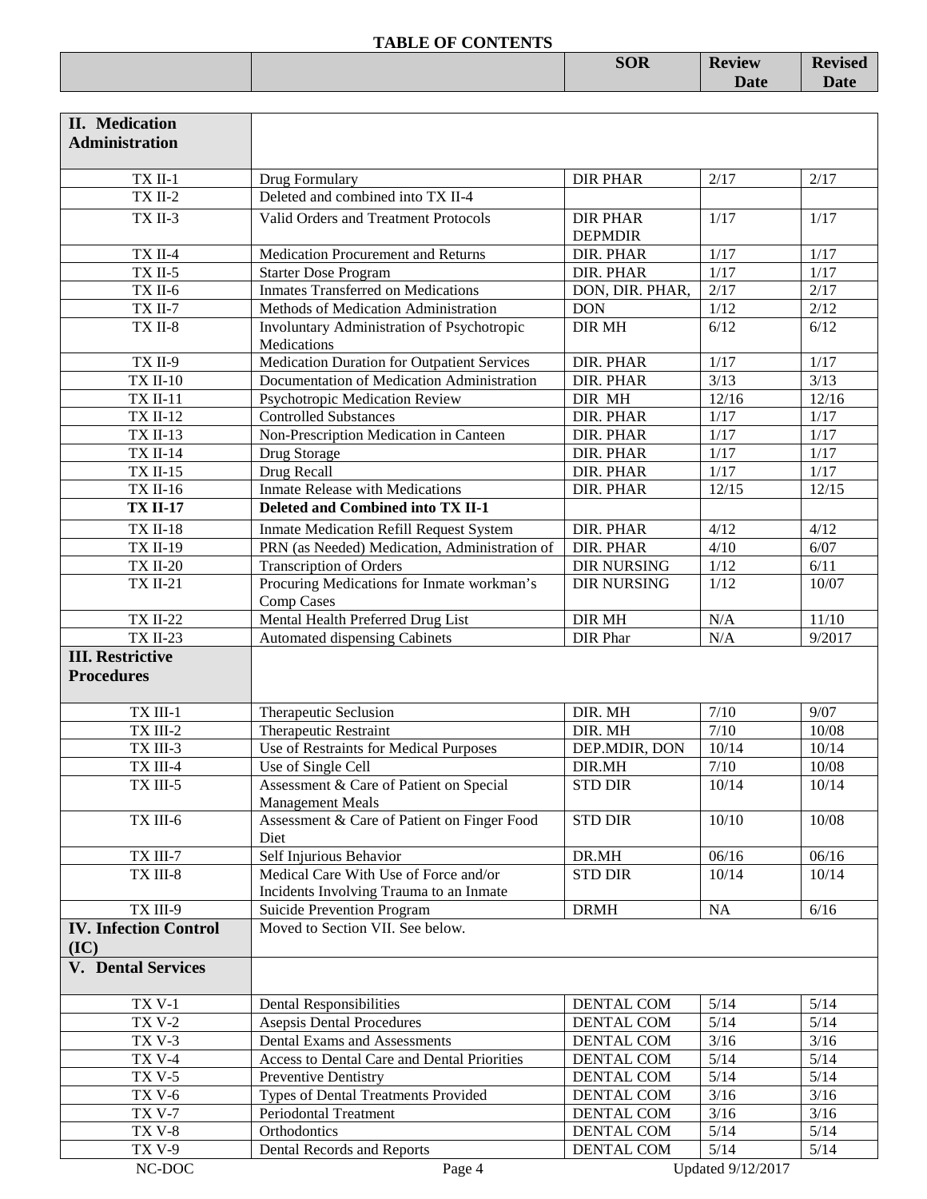**TABLE OF CONTENTS**

| | | SOR | Review Date | Revised Date |
|---|---|---|---|---|
| **II. Medication Administration** | | | | |
| TX II-1 | Drug Formulary | DIR PHAR | 2/17 | 2/17 |
| TX II-2 | Deleted and combined into TX II-4 | | | |
| TX II-3 | Valid Orders and Treatment Protocols | DIR PHAR DEPMDIR | 1/17 | 1/17 |
| TX II-4 | Medication Procurement and Returns | DIR. PHAR | 1/17 | 1/17 |
| TX II-5 | Starter Dose Program | DIR. PHAR | 1/17 | 1/17 |
| TX II-6 | Inmates Transferred on Medications | DON, DIR. PHAR, | 2/17 | 2/17 |
| TX II-7 | Methods of Medication Administration | DON | 1/12 | 2/12 |
| TX II-8 | Involuntary Administration of Psychotropic Medications | DIR MH | 6/12 | 6/12 |
| TX II-9 | Medication Duration for Outpatient Services | DIR. PHAR | 1/17 | 1/17 |
| TX II-10 | Documentation of Medication Administration | DIR. PHAR | 3/13 | 3/13 |
| TX II-11 | Psychotropic Medication Review | DIR MH | 12/16 | 12/16 |
| TX II-12 | Controlled Substances | DIR. PHAR | 1/17 | 1/17 |
| TX II-13 | Non-Prescription Medication in Canteen | DIR. PHAR | 1/17 | 1/17 |
| TX II-14 | Drug Storage | DIR. PHAR | 1/17 | 1/17 |
| TX II-15 | Drug Recall | DIR. PHAR | 1/17 | 1/17 |
| TX II-16 | Inmate Release with Medications | DIR. PHAR | 12/15 | 12/15 |
| **TX II-17** | **Deleted and Combined into TX II-1** | | | |
| TX II-18 | Inmate Medication Refill Request System | DIR. PHAR | 4/12 | 4/12 |
| TX II-19 | PRN (as Needed) Medication, Administration of | DIR. PHAR | 4/10 | 6/07 |
| TX II-20 | Transcription of Orders | DIR NURSING | 1/12 | 6/11 |
| TX II-21 | Procuring Medications for Inmate workman's Comp Cases | DIR NURSING | 1/12 | 10/07 |
| TX II-22 | Mental Health Preferred Drug List | DIR MH | N/A | 11/10 |
| TX II-23 | Automated dispensing Cabinets | DIR Phar | N/A | 9/2017 |
| **III. Restrictive Procedures** | | | | |
| TX III-1 | Therapeutic Seclusion | DIR. MH | 7/10 | 9/07 |
| TX III-2 | Therapeutic Restraint | DIR. MH | 7/10 | 10/08 |
| TX III-3 | Use of Restraints for Medical Purposes | DEP.MDIR, DON | 10/14 | 10/14 |
| TX III-4 | Use of Single Cell | DIR.MH | 7/10 | 10/08 |
| TX III-5 | Assessment & Care of Patient on Special Management Meals | STD DIR | 10/14 | 10/14 |
| TX III-6 | Assessment & Care of Patient on Finger Food Diet | STD DIR | 10/10 | 10/08 |
| TX III-7 | Self Injurious Behavior | DR.MH | 06/16 | 06/16 |
| TX III-8 | Medical Care With Use of Force and/or Incidents Involving Trauma to an Inmate | STD DIR | 10/14 | 10/14 |
| TX III-9 | Suicide Prevention Program | DRMH | NA | 6/16 |
| **IV. Infection Control (IC)** | Moved to Section VII. See below. | | | |
| **V. Dental Services** | | | | |
| TX V-1 | Dental Responsibilities | DENTAL COM | 5/14 | 5/14 |
| TX V-2 | Asepsis Dental Procedures | DENTAL COM | 5/14 | 5/14 |
| TX V-3 | Dental Exams and Assessments | DENTAL COM | 3/16 | 3/16 |
| TX V-4 | Access to Dental Care and Dental Priorities | DENTAL COM | 5/14 | 5/14 |
| TX V-5 | Preventive Dentistry | DENTAL COM | 5/14 | 5/14 |
| TX V-6 | Types of Dental Treatments Provided | DENTAL COM | 3/16 | 3/16 |
| TX V-7 | Periodontal Treatment | DENTAL COM | 3/16 | 3/16 |
| TX V-8 | Orthodontics | DENTAL COM | 5/14 | 5/14 |
| TX V-9 | Dental Records and Reports | DENTAL COM | 5/14 | 5/14 |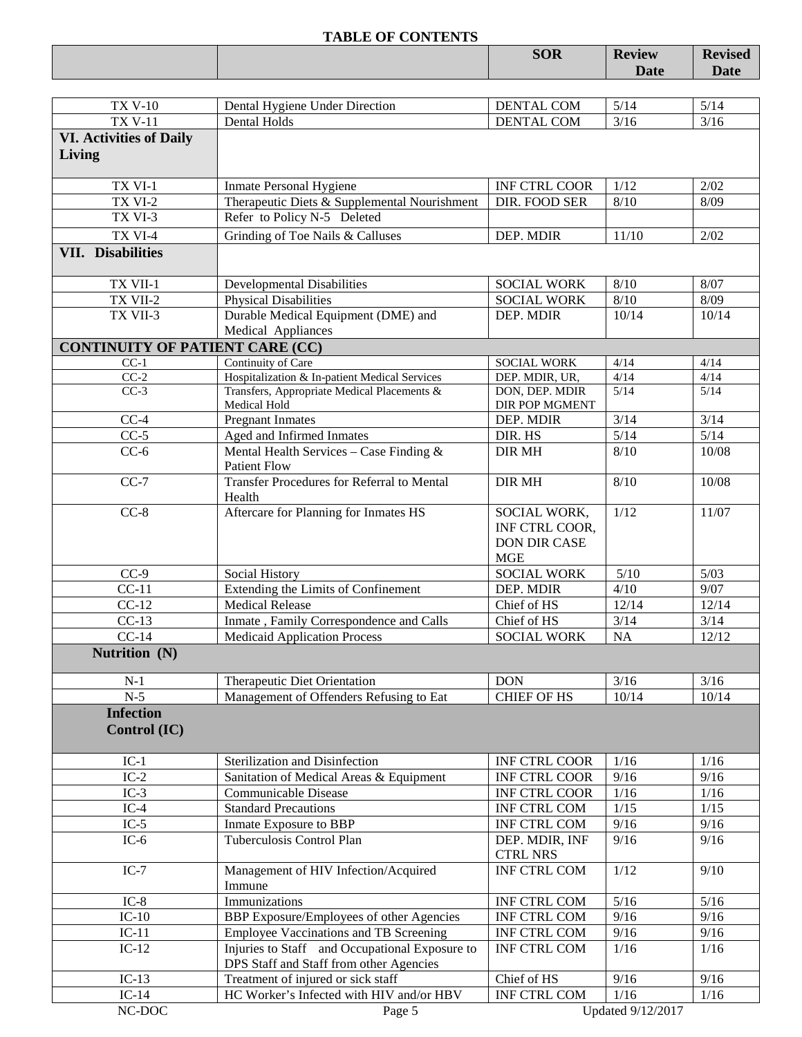**TABLE OF CONTENTS**

| | | SOR | Review Date | Revised Date |
|---|---|---|---|---|
| TX V-10 | Dental Hygiene Under Direction | DENTAL COM | 5/14 | 5/14 |
| TX V-11 | Dental Holds | DENTAL COM | 3/16 | 3/16 |
| **VI. Activities of Daily Living** | | | | |
| TX VI-1 | Inmate Personal Hygiene | INF CTRL COOR | 1/12 | 2/02 |
| TX VI-2 | Therapeutic Diets & Supplemental Nourishment | DIR. FOOD SER | 8/10 | 8/09 |
| TX VI-3 | Refer to Policy N-5 Deleted | | | |
| TX VI-4 | Grinding of Toe Nails & Calluses | DEP. MDIR | 11/10 | 2/02 |
| **VII. Disabilities** | | | | |
| TX VII-1 | Developmental Disabilities | SOCIAL WORK | 8/10 | 8/07 |
| TX VII-2 | Physical Disabilities | SOCIAL WORK | 8/10 | 8/09 |
| TX VII-3 | Durable Medical Equipment (DME) and Medical Appliances | DEP. MDIR | 10/14 | 10/14 |
| **CONTINUITY OF PATIENT CARE (CC)** | | | | |
| CC-1 | Continuity of Care | SOCIAL WORK | 4/14 | 4/14 |
| CC-2 | Hospitalization & In-patient Medical Services | DEP. MDIR, UR, | 4/14 | 4/14 |
| CC-3 | Transfers, Appropriate Medical Placements & Medical Hold | DON, DEP. MDIR DIR POP MGMENT | 5/14 | 5/14 |
| CC-4 | Pregnant Inmates | DEP. MDIR | 3/14 | 3/14 |
| CC-5 | Aged and Infirmed Inmates | DIR. HS | 5/14 | 5/14 |
| CC-6 | Mental Health Services – Case Finding & Patient Flow | DIR MH | 8/10 | 10/08 |
| CC-7 | Transfer Procedures for Referral to Mental Health | DIR MH | 8/10 | 10/08 |
| CC-8 | Aftercare for Planning for Inmates HS | SOCIAL WORK, INF CTRL COOR, DON DIR CASE MGE | 1/12 | 11/07 |
| CC-9 | Social History | SOCIAL WORK | 5/10 | 5/03 |
| CC-11 | Extending the Limits of Confinement | DEP. MDIR | 4/10 | 9/07 |
| CC-12 | Medical Release | Chief of HS | 12/14 | 12/14 |
| CC-13 | Inmate , Family Correspondence and Calls | Chief of HS | 3/14 | 3/14 |
| CC-14 | Medicaid Application Process | SOCIAL WORK | NA | 12/12 |
| **Nutrition (N)** | | | | |
| N-1 | Therapeutic Diet Orientation | DON | 3/16 | 3/16 |
| N-5 | Management of Offenders Refusing to Eat | CHIEF OF HS | 10/14 | 10/14 |
| **Infection Control (IC)** | | | | |
| IC-1 | Sterilization and Disinfection | INF CTRL COOR | 1/16 | 1/16 |
| IC-2 | Sanitation of Medical Areas & Equipment | INF CTRL COOR | 9/16 | 9/16 |
| IC-3 | Communicable Disease | INF CTRL COOR | 1/16 | 1/16 |
| IC-4 | Standard Precautions | INF CTRL COM | 1/15 | 1/15 |
| IC-5 | Inmate Exposure to BBP | INF CTRL COM | 9/16 | 9/16 |
| IC-6 | Tuberculosis Control Plan | DEP. MDIR, INF CTRL NRS | 9/16 | 9/16 |
| IC-7 | Management of HIV Infection/Acquired Immune | INF CTRL COM | 1/12 | 9/10 |
| IC-8 | Immunizations | INF CTRL COM | 5/16 | 5/16 |
| IC-10 | BBP Exposure/Employees of other Agencies | INF CTRL COM | 9/16 | 9/16 |
| IC-11 | Employee Vaccinations and TB Screening | INF CTRL COM | 9/16 | 9/16 |
| IC-12 | Injuries to Staff and Occupational Exposure to DPS Staff and Staff from other Agencies | INF CTRL COM | 1/16 | 1/16 |
| IC-13 | Treatment of injured or sick staff | Chief of HS | 9/16 | 9/16 |
| IC-14 | HC Worker's Infected with HIV and/or HBV | INF CTRL COM | 1/16 | 1/16 |

Updated 9/12/2017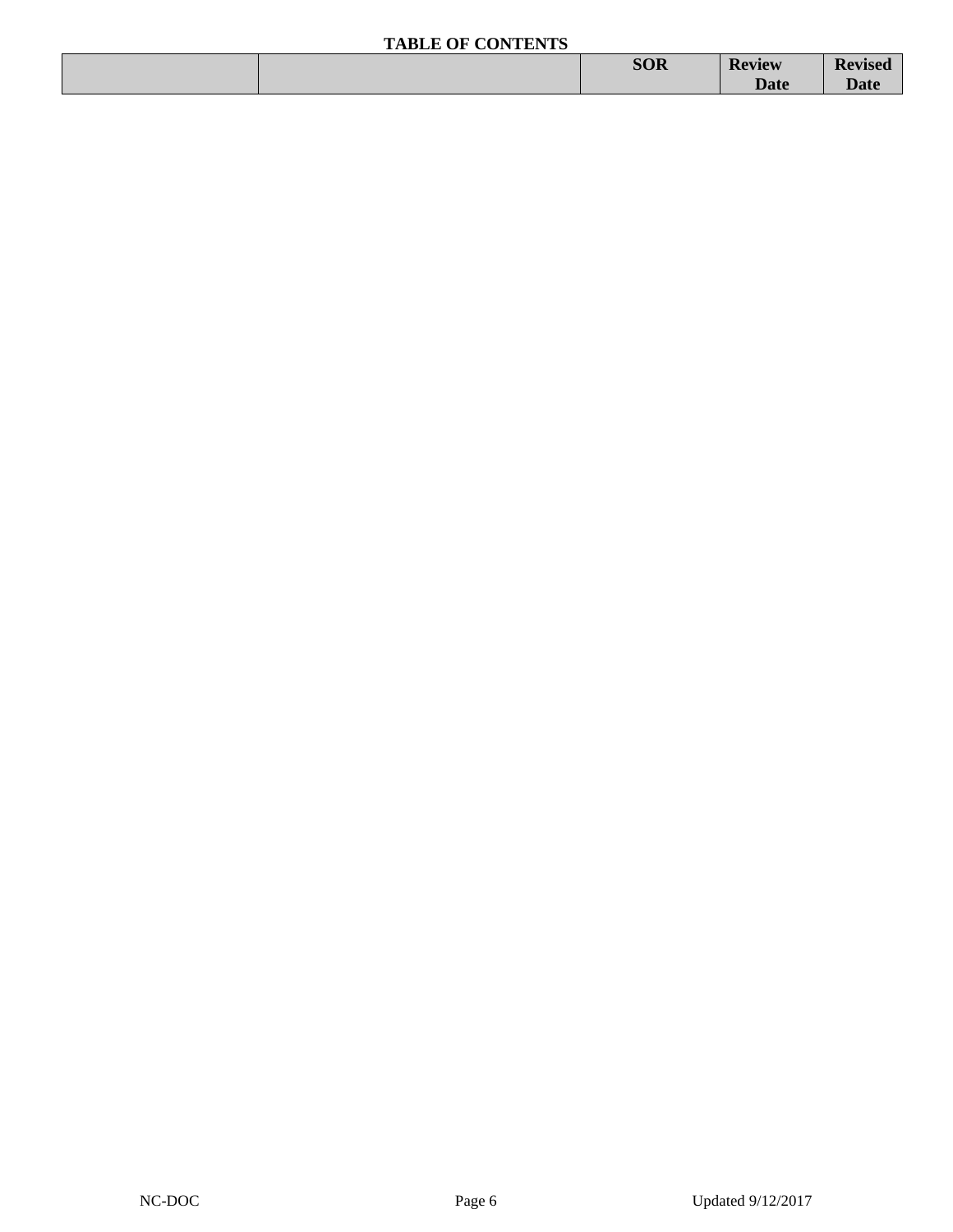**TABLE OF CONTENTS**

| | | SOR | Review Date | Revised Date |
|---|---|---|---|---|